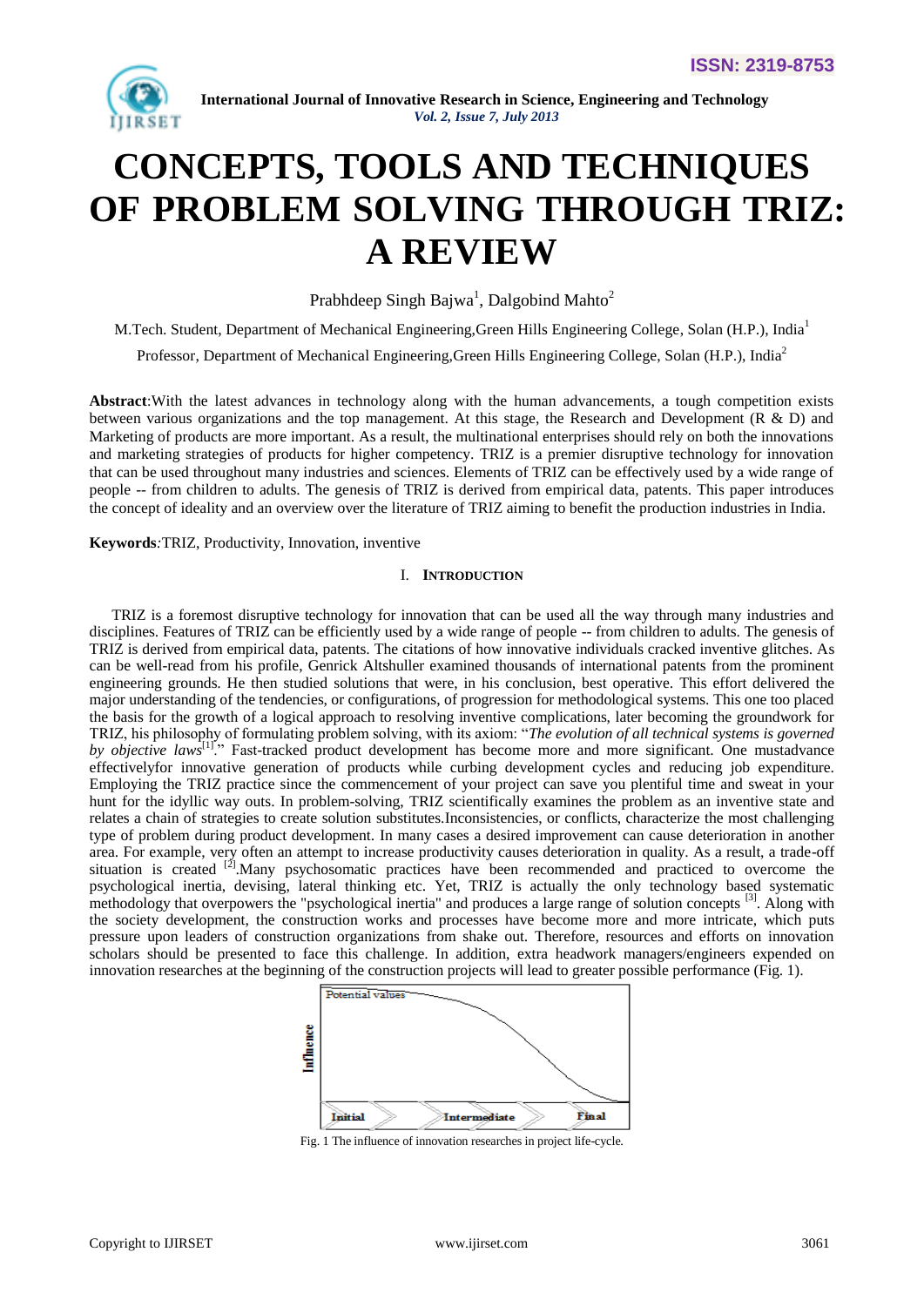# CONCEPTS, TOOLS AND TECHNIQUES OF PROBLEM SOLVING THROUGH TRIZ: A REVIEW

Prabhdeep Singh Bajwa[1], Dalgobind Mahto[2]

M.Tech. Student, Department of Mechanical Engineering,Green Hills Engineering College, Solan (H.P.), India[1]

Professor, Department of Mechanical Engineering,Green Hills Engineering College, Solan (H.P.), India[2]

**Abstract**:With the latest advances in technology along with the human advancements, a tough competition exists between various organizations and the top management. At this stage, the Research and Development (R & D) and Marketing of products are more important. As a result, the multinational enterprises should rely on both the innovations and marketing strategies of products for higher competency. TRIZ is a premier disruptive technology for innovation that can be used throughout many industries and sciences. Elements of TRIZ can be effectively used by a wide range of people -- from children to adults. The genesis of TRIZ is derived from empirical data, patents. This paper introduces the concept of ideality and an overview over the literature of TRIZ aiming to benefit the production industries in India.

**Keywords**:TRIZ, Productivity, Innovation, inventive

## I. Introduction

TRIZ is a foremost disruptive technology for innovation that can be used all the way through many industries and disciplines. Features of TRIZ can be efficiently used by a wide range of people -- from children to adults. The genesis of TRIZ is derived from empirical data, patents. The citations of how innovative individuals cracked inventive glitches. As can be well-read from his profile, Genrick Altshuller examined thousands of international patents from the prominent engineering grounds. He then studied solutions that were, in his conclusion, best operative. This effort delivered the major understanding of the tendencies, or configurations, of progression for methodological systems. This one too placed the basis for the growth of a logical approach to resolving inventive complications, later becoming the groundwork for TRIZ, his philosophy of formulating problem solving, with its axiom: "*The evolution of all technical systems is governed by objective laws*[1]." Fast-tracked product development has become more and more significant. One mustadvance effectivelyfor innovative generation of products while curbing development cycles and reducing job expenditure. Employing the TRIZ practice since the commencement of your project can save you plentiful time and sweat in your hunt for the idyllic way outs. In problem-solving, TRIZ scientifically examines the problem as an inventive state and relates a chain of strategies to create solution substitutes.Inconsistencies, or conflicts, characterize the most challenging type of problem during product development. In many cases a desired improvement can cause deterioration in another area. For example, very often an attempt to increase productivity causes deterioration in quality. As a result, a trade-off situation is created [2].Many psychosomatic practices have been recommended and practiced to overcome the psychological inertia, devising, lateral thinking etc. Yet, TRIZ is actually the only technology based systematic methodology that overpowers the "psychological inertia" and produces a large range of solution concepts [3]. Along with the society development, the construction works and processes have become more and more intricate, which puts pressure upon leaders of construction organizations from shake out. Therefore, resources and efforts on innovation scholars should be presented to face this challenge. In addition, extra headwork managers/engineers expended on innovation researches at the beginning of the construction projects will lead to greater possible performance (Fig. 1).

Fig. 1 The influence of innovation researches in project life-cycle.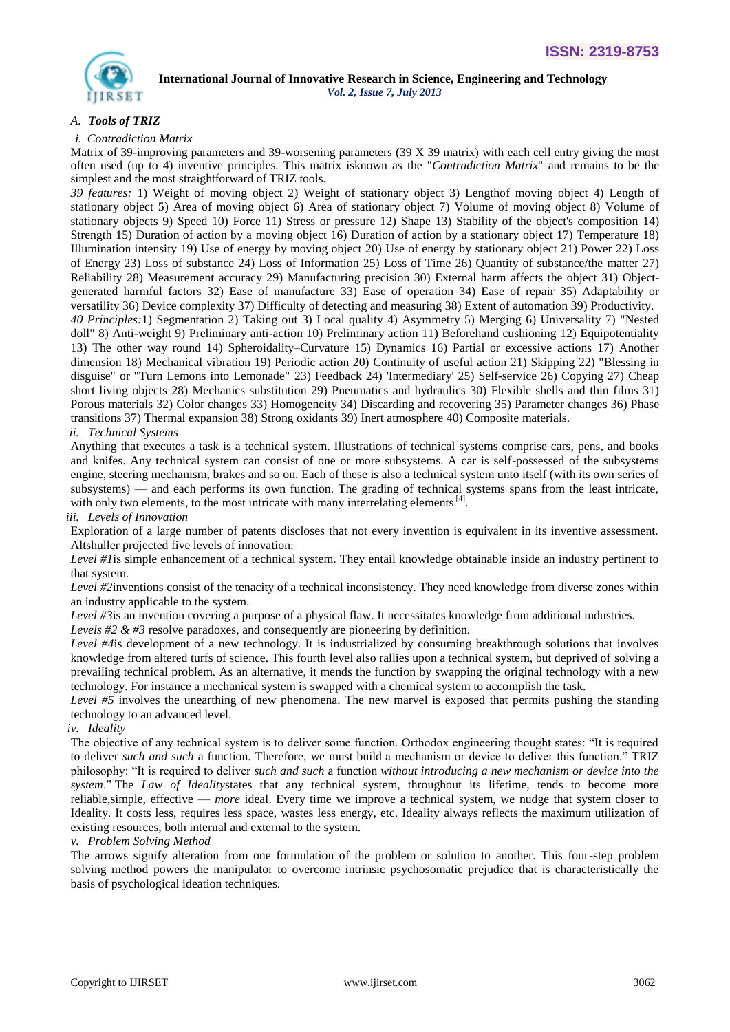### A. Tools of TRIZ

#### i. Contradiction Matrix

Matrix of 39-improving parameters and 39-worsening parameters (39 X 39 matrix) with each cell entry giving the most often used (up to 4) inventive principles. This matrix isknown as the "*Contradiction Matrix*" and remains to be the simplest and the most straightforward of TRIZ tools.

*39 features:* 1) Weight of moving object 2) Weight of stationary object 3) Lengthof moving object 4) Length of stationary object 5) Area of moving object 6) Area of stationary object 7) Volume of moving object 8) Volume of stationary objects 9) Speed 10) Force 11) Stress or pressure 12) Shape 13) Stability of the object's composition 14) Strength 15) Duration of action by a moving object 16) Duration of action by a stationary object 17) Temperature 18) Illumination intensity 19) Use of energy by moving object 20) Use of energy by stationary object 21) Power 22) Loss of Energy 23) Loss of substance 24) Loss of Information 25) Loss of Time 26) Quantity of substance/the matter 27) Reliability 28) Measurement accuracy 29) Manufacturing precision 30) External harm affects the object 31) Object-generated harmful factors 32) Ease of manufacture 33) Ease of operation 34) Ease of repair 35) Adaptability or versatility 36) Device complexity 37) Difficulty of detecting and measuring 38) Extent of automation 39) Productivity.

*40 Principles:*1) Segmentation 2) Taking out 3) Local quality 4) Asymmetry 5) Merging 6) Universality 7) "Nested doll" 8) Anti-weight 9) Preliminary anti-action 10) Preliminary action 11) Beforehand cushioning 12) Equipotentiality 13) The other way round 14) Spheroidality–Curvature 15) Dynamics 16) Partial or excessive actions 17) Another dimension 18) Mechanical vibration 19) Periodic action 20) Continuity of useful action 21) Skipping 22) "Blessing in disguise" or "Turn Lemons into Lemonade" 23) Feedback 24) 'Intermediary' 25) Self-service 26) Copying 27) Cheap short living objects 28) Mechanics substitution 29) Pneumatics and hydraulics 30) Flexible shells and thin films 31) Porous materials 32) Color changes 33) Homogeneity 34) Discarding and recovering 35) Parameter changes 36) Phase transitions 37) Thermal expansion 38) Strong oxidants 39) Inert atmosphere 40) Composite materials.

#### ii. Technical Systems

Anything that executes a task is a technical system. Illustrations of technical systems comprise cars, pens, and books and knifes. Any technical system can consist of one or more subsystems. A car is self-possessed of the subsystems engine, steering mechanism, brakes and so on. Each of these is also a technical system unto itself (with its own series of subsystems) — and each performs its own function. The grading of technical systems spans from the least intricate, with only two elements, to the most intricate with many interrelating elements [4].

#### iii. Levels of Innovation

Exploration of a large number of patents discloses that not every invention is equivalent in its inventive assessment. Altshuller projected five levels of innovation:

*Level #1*is simple enhancement of a technical system. They entail knowledge obtainable inside an industry pertinent to that system.

*Level #2*inventions consist of the tenacity of a technical inconsistency. They need knowledge from diverse zones within an industry applicable to the system.

*Level #3*is an invention covering a purpose of a physical flaw. It necessitates knowledge from additional industries.

*Levels #2 & #3* resolve paradoxes, and consequently are pioneering by definition.

*Level #4*is development of a new technology. It is industrialized by consuming breakthrough solutions that involves knowledge from altered turfs of science. This fourth level also rallies upon a technical system, but deprived of solving a prevailing technical problem. As an alternative, it mends the function by swapping the original technology with a new technology. For instance a mechanical system is swapped with a chemical system to accomplish the task.

*Level #5* involves the unearthing of new phenomena. The new marvel is exposed that permits pushing the standing technology to an advanced level.

#### iv. Ideality

The objective of any technical system is to deliver some function. Orthodox engineering thought states: "It is required to deliver *such and such* a function. Therefore, we must build a mechanism or device to deliver this function." TRIZ philosophy: "It is required to deliver *such and such* a function *without introducing a new mechanism or device into the system*." The *Law of Ideality*states that any technical system, throughout its lifetime, tends to become more reliable,simple, effective — *more* ideal. Every time we improve a technical system, we nudge that system closer to Ideality. It costs less, requires less space, wastes less energy, etc. Ideality always reflects the maximum utilization of existing resources, both internal and external to the system.

#### v. Problem Solving Method

The arrows signify alteration from one formulation of the problem or solution to another. This four-step problem solving method powers the manipulator to overcome intrinsic psychosomatic prejudice that is characteristically the basis of psychological ideation techniques.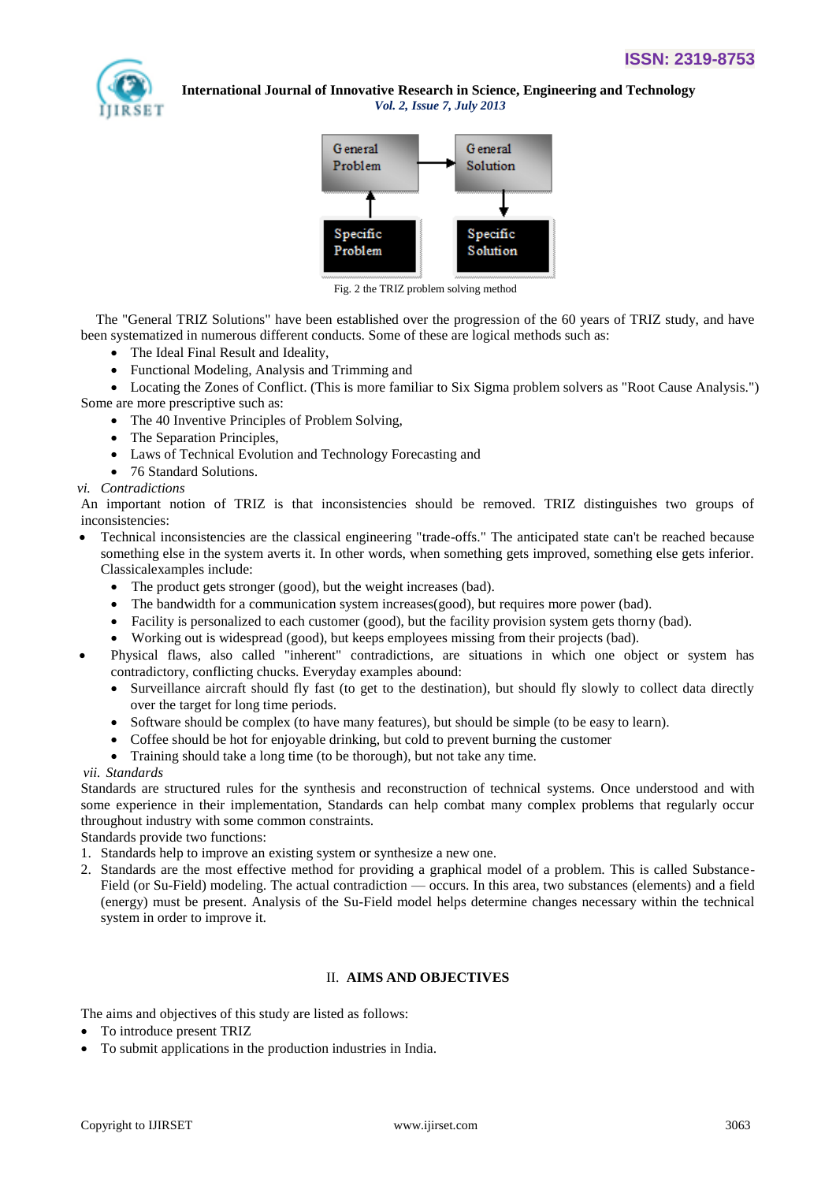General Problem → General Solution

Specific Problem → Specific Solution

Fig. 2 the TRIZ problem solving method

The "General TRIZ Solutions" have been established over the progression of the 60 years of TRIZ study, and have been systematized in numerous different conducts. Some of these are logical methods such as:

- The Ideal Final Result and Ideality,
- Functional Modeling, Analysis and Trimming and
- Locating the Zones of Conflict. (This is more familiar to Six Sigma problem solvers as "Root Cause Analysis.")

Some are more prescriptive such as:

- The 40 Inventive Principles of Problem Solving,
- The Separation Principles,
- Laws of Technical Evolution and Technology Forecasting and
- 76 Standard Solutions.

*vi. Contradictions*

An important notion of TRIZ is that inconsistencies should be removed. TRIZ distinguishes two groups of inconsistencies:

- Technical inconsistencies are the classical engineering "trade-offs." The anticipated state can't be reached because something else in the system averts it. In other words, when something gets improved, something else gets inferior. Classicalexamples include:
  - The product gets stronger (good), but the weight increases (bad).
  - The bandwidth for a communication system increases(good), but requires more power (bad).
  - Facility is personalized to each customer (good), but the facility provision system gets thorny (bad).
  - Working out is widespread (good), but keeps employees missing from their projects (bad).
- Physical flaws, also called "inherent" contradictions, are situations in which one object or system has contradictory, conflicting chucks. Everyday examples abound:
  - Surveillance aircraft should fly fast (to get to the destination), but should fly slowly to collect data directly over the target for long time periods.
  - Software should be complex (to have many features), but should be simple (to be easy to learn).
  - Coffee should be hot for enjoyable drinking, but cold to prevent burning the customer
  - Training should take a long time (to be thorough), but not take any time.

*vii. Standards*

Standards are structured rules for the synthesis and reconstruction of technical systems. Once understood and with some experience in their implementation, Standards can help combat many complex problems that regularly occur throughout industry with some common constraints.

Standards provide two functions:

1. Standards help to improve an existing system or synthesize a new one.
2. Standards are the most effective method for providing a graphical model of a problem. This is called Substance-Field (or Su-Field) modeling. The actual contradiction — occurs. In this area, two substances (elements) and a field (energy) must be present. Analysis of the Su-Field model helps determine changes necessary within the technical system in order to improve it.

## II. AIMS AND OBJECTIVES

The aims and objectives of this study are listed as follows:

- To introduce present TRIZ
- To submit applications in the production industries in India.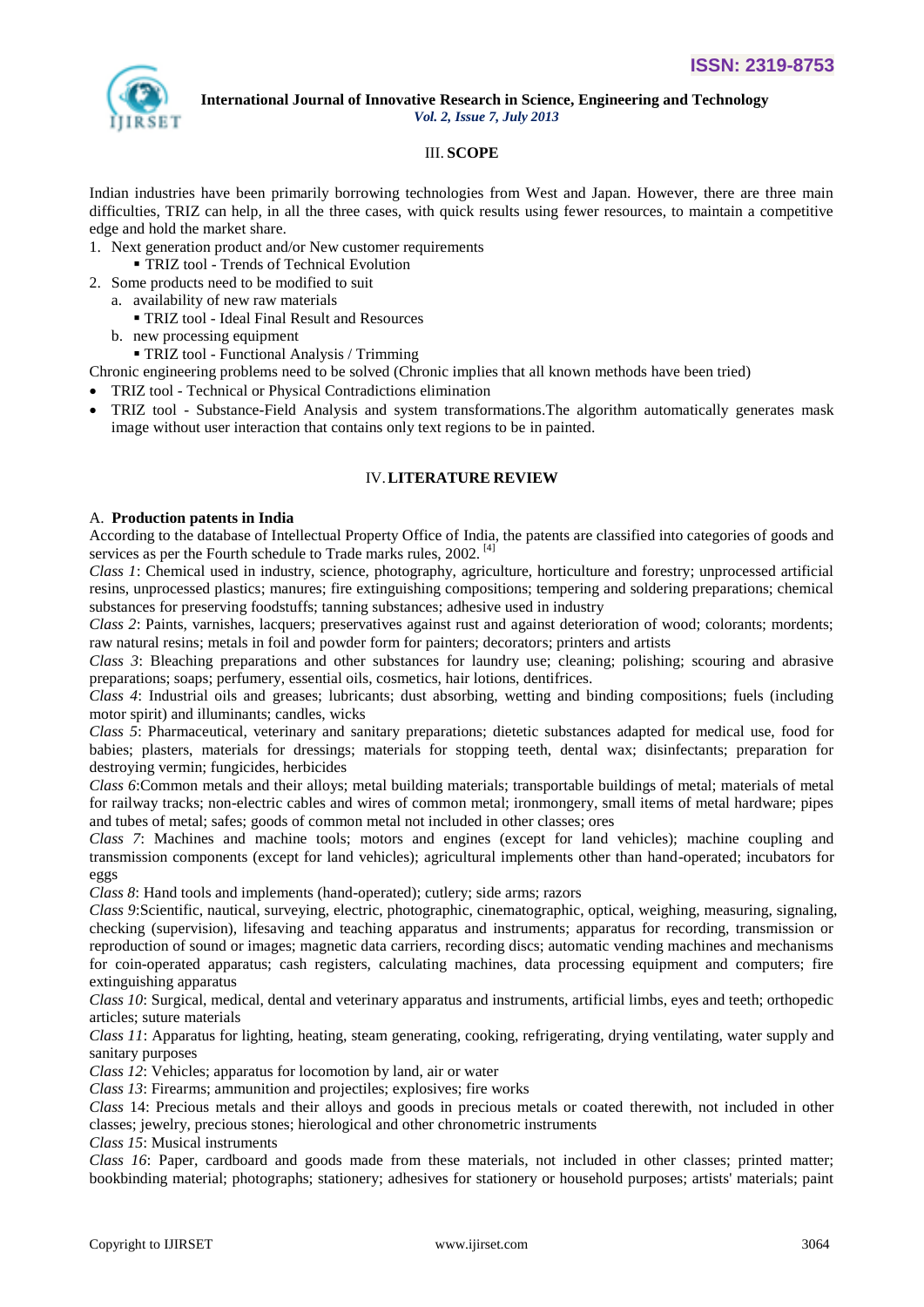## III. SCOPE

Indian industries have been primarily borrowing technologies from West and Japan. However, there are three main difficulties, TRIZ can help, in all the three cases, with quick results using fewer resources, to maintain a competitive edge and hold the market share.

1. Next generation product and/or New customer requirements
   - TRIZ tool - Trends of Technical Evolution
2. Some products need to be modified to suit
   a. availability of new raw materials
      - TRIZ tool - Ideal Final Result and Resources

   b. new processing equipment
      - TRIZ tool - Functional Analysis / Trimming

Chronic engineering problems need to be solved (Chronic implies that all known methods have been tried)

- TRIZ tool - Technical or Physical Contradictions elimination
- TRIZ tool - Substance-Field Analysis and system transformations.The algorithm automatically generates mask image without user interaction that contains only text regions to be in painted.

## IV. LITERATURE REVIEW

### A. Production patents in India

According to the database of Intellectual Property Office of India, the patents are classified into categories of goods and services as per the Fourth schedule to Trade marks rules, 2002. [4]

*Class 1*: Chemical used in industry, science, photography, agriculture, horticulture and forestry; unprocessed artificial resins, unprocessed plastics; manures; fire extinguishing compositions; tempering and soldering preparations; chemical substances for preserving foodstuffs; tanning substances; adhesive used in industry

*Class 2*: Paints, varnishes, lacquers; preservatives against rust and against deterioration of wood; colorants; mordents; raw natural resins; metals in foil and powder form for painters; decorators; printers and artists

*Class 3*: Bleaching preparations and other substances for laundry use; cleaning; polishing; scouring and abrasive preparations; soaps; perfumery, essential oils, cosmetics, hair lotions, dentifrices.

*Class 4*: Industrial oils and greases; lubricants; dust absorbing, wetting and binding compositions; fuels (including motor spirit) and illuminants; candles, wicks

*Class 5*: Pharmaceutical, veterinary and sanitary preparations; dietetic substances adapted for medical use, food for babies; plasters, materials for dressings; materials for stopping teeth, dental wax; disinfectants; preparation for destroying vermin; fungicides, herbicides

*Class 6*:Common metals and their alloys; metal building materials; transportable buildings of metal; materials of metal for railway tracks; non-electric cables and wires of common metal; ironmongery, small items of metal hardware; pipes and tubes of metal; safes; goods of common metal not included in other classes; ores

*Class 7*: Machines and machine tools; motors and engines (except for land vehicles); machine coupling and transmission components (except for land vehicles); agricultural implements other than hand-operated; incubators for eggs

*Class 8*: Hand tools and implements (hand-operated); cutlery; side arms; razors

*Class 9*:Scientific, nautical, surveying, electric, photographic, cinematographic, optical, weighing, measuring, signaling, checking (supervision), lifesaving and teaching apparatus and instruments; apparatus for recording, transmission or reproduction of sound or images; magnetic data carriers, recording discs; automatic vending machines and mechanisms for coin-operated apparatus; cash registers, calculating machines, data processing equipment and computers; fire extinguishing apparatus

*Class 10*: Surgical, medical, dental and veterinary apparatus and instruments, artificial limbs, eyes and teeth; orthopedic articles; suture materials

*Class 11*: Apparatus for lighting, heating, steam generating, cooking, refrigerating, drying ventilating, water supply and sanitary purposes

*Class 12*: Vehicles; apparatus for locomotion by land, air or water

*Class 13*: Firearms; ammunition and projectiles; explosives; fire works

*Class* 14: Precious metals and their alloys and goods in precious metals or coated therewith, not included in other classes; jewelry, precious stones; hierological and other chronometric instruments

*Class 15*: Musical instruments

*Class 16*: Paper, cardboard and goods made from these materials, not included in other classes; printed matter; bookbinding material; photographs; stationery; adhesives for stationery or household purposes; artists' materials; paint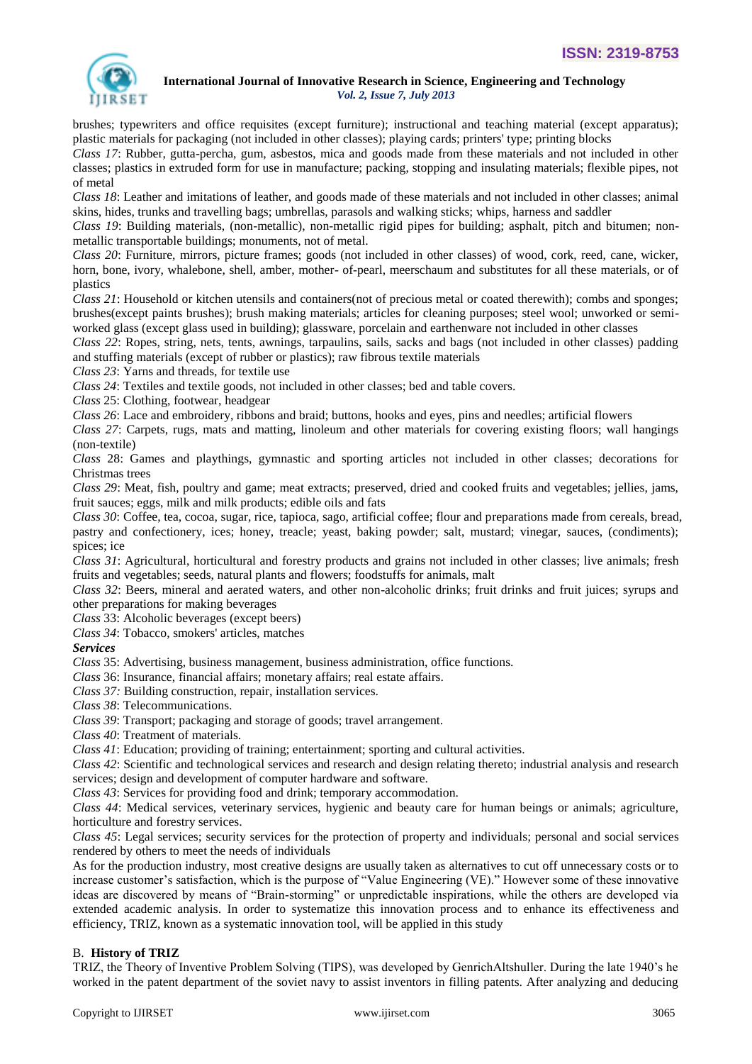brushes; typewriters and office requisites (except furniture); instructional and teaching material (except apparatus); plastic materials for packaging (not included in other classes); playing cards; printers' type; printing blocks

*Class 17*: Rubber, gutta-percha, gum, asbestos, mica and goods made from these materials and not included in other classes; plastics in extruded form for use in manufacture; packing, stopping and insulating materials; flexible pipes, not of metal

*Class 18*: Leather and imitations of leather, and goods made of these materials and not included in other classes; animal skins, hides, trunks and travelling bags; umbrellas, parasols and walking sticks; whips, harness and saddler

*Class 19*: Building materials, (non-metallic), non-metallic rigid pipes for building; asphalt, pitch and bitumen; non-metallic transportable buildings; monuments, not of metal.

*Class 20*: Furniture, mirrors, picture frames; goods (not included in other classes) of wood, cork, reed, cane, wicker, horn, bone, ivory, whalebone, shell, amber, mother- of-pearl, meerschaum and substitutes for all these materials, or of plastics

*Class 21*: Household or kitchen utensils and containers(not of precious metal or coated therewith); combs and sponges; brushes(except paints brushes); brush making materials; articles for cleaning purposes; steel wool; unworked or semi-worked glass (except glass used in building); glassware, porcelain and earthenware not included in other classes

*Class 22*: Ropes, string, nets, tents, awnings, tarpaulins, sails, sacks and bags (not included in other classes) padding and stuffing materials (except of rubber or plastics); raw fibrous textile materials

*Class 23*: Yarns and threads, for textile use

*Class 24*: Textiles and textile goods, not included in other classes; bed and table covers.

*Class* 25: Clothing, footwear, headgear

*Class 26*: Lace and embroidery, ribbons and braid; buttons, hooks and eyes, pins and needles; artificial flowers

*Class 27*: Carpets, rugs, mats and matting, linoleum and other materials for covering existing floors; wall hangings (non-textile)

*Class* 28: Games and playthings, gymnastic and sporting articles not included in other classes; decorations for Christmas trees

*Class 29*: Meat, fish, poultry and game; meat extracts; preserved, dried and cooked fruits and vegetables; jellies, jams, fruit sauces; eggs, milk and milk products; edible oils and fats

*Class 30*: Coffee, tea, cocoa, sugar, rice, tapioca, sago, artificial coffee; flour and preparations made from cereals, bread, pastry and confectionery, ices; honey, treacle; yeast, baking powder; salt, mustard; vinegar, sauces, (condiments); spices; ice

*Class 31*: Agricultural, horticultural and forestry products and grains not included in other classes; live animals; fresh fruits and vegetables; seeds, natural plants and flowers; foodstuffs for animals, malt

*Class 32*: Beers, mineral and aerated waters, and other non-alcoholic drinks; fruit drinks and fruit juices; syrups and other preparations for making beverages

*Class* 33: Alcoholic beverages (except beers)

*Class 34*: Tobacco, smokers' articles, matches

***Services***

*Class* 35: Advertising, business management, business administration, office functions.

*Class* 36: Insurance, financial affairs; monetary affairs; real estate affairs.

*Class 37:* Building construction, repair, installation services.

*Class 38*: Telecommunications.

*Class 39*: Transport; packaging and storage of goods; travel arrangement.

*Class 40*: Treatment of materials.

*Class 41*: Education; providing of training; entertainment; sporting and cultural activities.

*Class 42*: Scientific and technological services and research and design relating thereto; industrial analysis and research services; design and development of computer hardware and software.

*Class 43*: Services for providing food and drink; temporary accommodation.

*Class 44*: Medical services, veterinary services, hygienic and beauty care for human beings or animals; agriculture, horticulture and forestry services.

*Class 45*: Legal services; security services for the protection of property and individuals; personal and social services rendered by others to meet the needs of individuals

As for the production industry, most creative designs are usually taken as alternatives to cut off unnecessary costs or to increase customer's satisfaction, which is the purpose of "Value Engineering (VE)." However some of these innovative ideas are discovered by means of "Brain-storming" or unpredictable inspirations, while the others are developed via extended academic analysis. In order to systematize this innovation process and to enhance its effectiveness and efficiency, TRIZ, known as a systematic innovation tool, will be applied in this study

### B. History of TRIZ

TRIZ, the Theory of Inventive Problem Solving (TIPS), was developed by GenrichAltshuller. During the late 1940's he worked in the patent department of the soviet navy to assist inventors in filling patents. After analyzing and deducing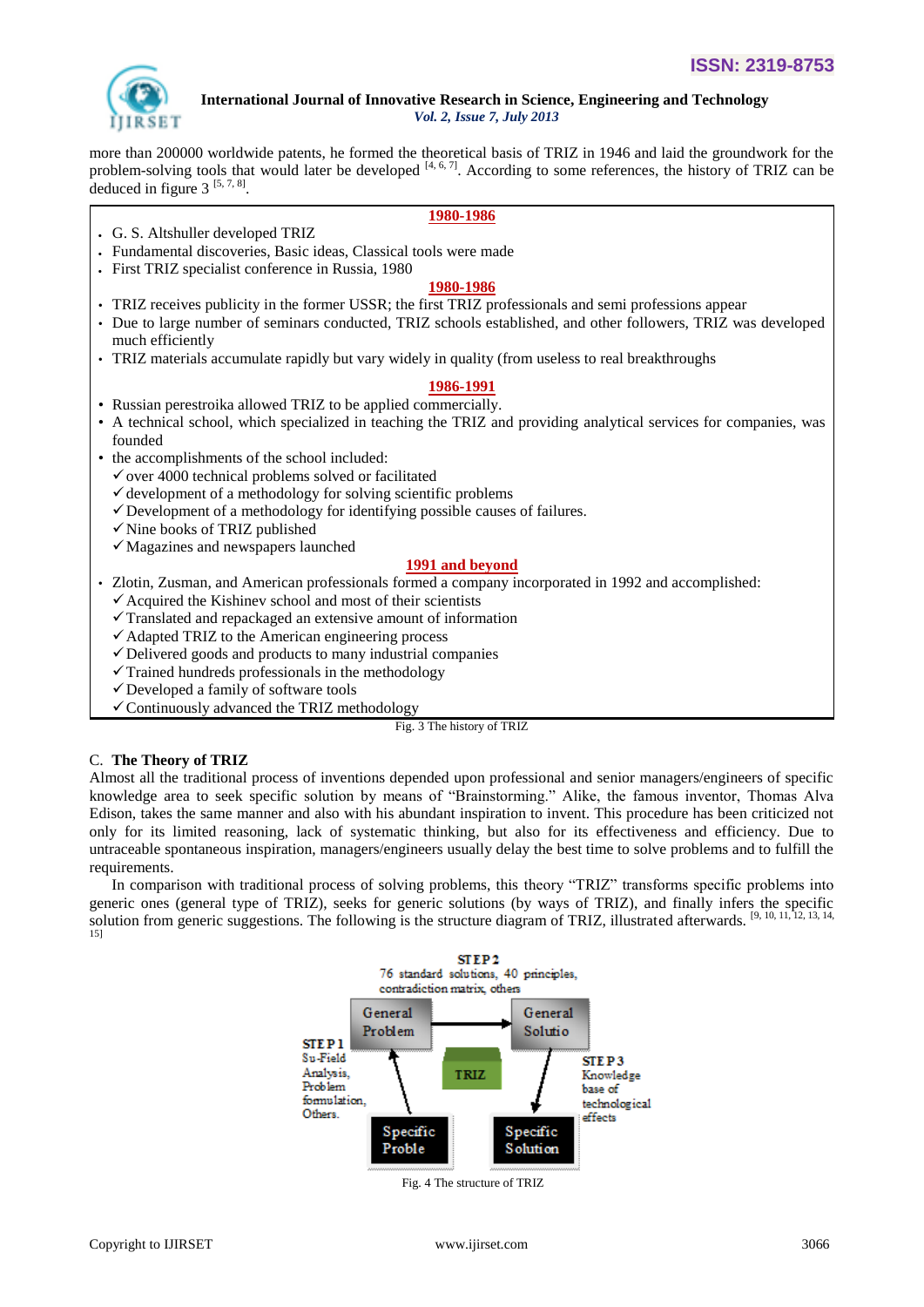more than 200000 worldwide patents, he formed the theoretical basis of TRIZ in 1946 and laid the groundwork for the problem-solving tools that would later be developed [4, 6, 7]. According to some references, the history of TRIZ can be deduced in figure 3 [5, 7, 8].

**1980-1986**

- G. S. Altshuller developed TRIZ
- Fundamental discoveries, Basic ideas, Classical tools were made
- First TRIZ specialist conference in Russia, 1980

**1980-1986**

- TRIZ receives publicity in the former USSR; the first TRIZ professionals and semi professions appear
- Due to large number of seminars conducted, TRIZ schools established, and other followers, TRIZ was developed much efficiently
- TRIZ materials accumulate rapidly but vary widely in quality (from useless to real breakthroughs

**1986-1991**

- Russian perestroika allowed TRIZ to be applied commercially.
- A technical school, which specialized in teaching the TRIZ and providing analytical services for companies, was founded
- the accomplishments of the school included:
  - ✓ over 4000 technical problems solved or facilitated
  - ✓ development of a methodology for solving scientific problems
  - ✓ Development of a methodology for identifying possible causes of failures.
  - ✓ Nine books of TRIZ published
  - ✓ Magazines and newspapers launched

**1991 and beyond**

- Zlotin, Zusman, and American professionals formed a company incorporated in 1992 and accomplished:
  - ✓ Acquired the Kishinev school and most of their scientists
  - ✓ Translated and repackaged an extensive amount of information
  - ✓ Adapted TRIZ to the American engineering process
  - ✓ Delivered goods and products to many industrial companies
  - ✓ Trained hundreds professionals in the methodology
  - ✓ Developed a family of software tools
  - ✓ Continuously advanced the TRIZ methodology

Fig. 3 The history of TRIZ

### C. The Theory of TRIZ

Almost all the traditional process of inventions depended upon professional and senior managers/engineers of specific knowledge area to seek specific solution by means of "Brainstorming." Alike, the famous inventor, Thomas Alva Edison, takes the same manner and also with his abundant inspiration to invent. This procedure has been criticized not only for its limited reasoning, lack of systematic thinking, but also for its effectiveness and efficiency. Due to untraceable spontaneous inspiration, managers/engineers usually delay the best time to solve problems and to fulfill the requirements.

In comparison with traditional process of solving problems, this theory "TRIZ" transforms specific problems into generic ones (general type of TRIZ), seeks for generic solutions (by ways of TRIZ), and finally infers the specific solution from generic suggestions. The following is the structure diagram of TRIZ, illustrated afterwards. [9, 10, 11, 12, 13, 14, 15]

STEP 2
76 standard solutions, 40 principles, contradiction matrix, others

General Problem → General Solutio

STEP 1
Su-Field Analysis, Problem formulation, Others.

TRIZ

STEP 3
Knowledge base of technological effects

Specific Proble → Specific Solution

Fig. 4 The structure of TRIZ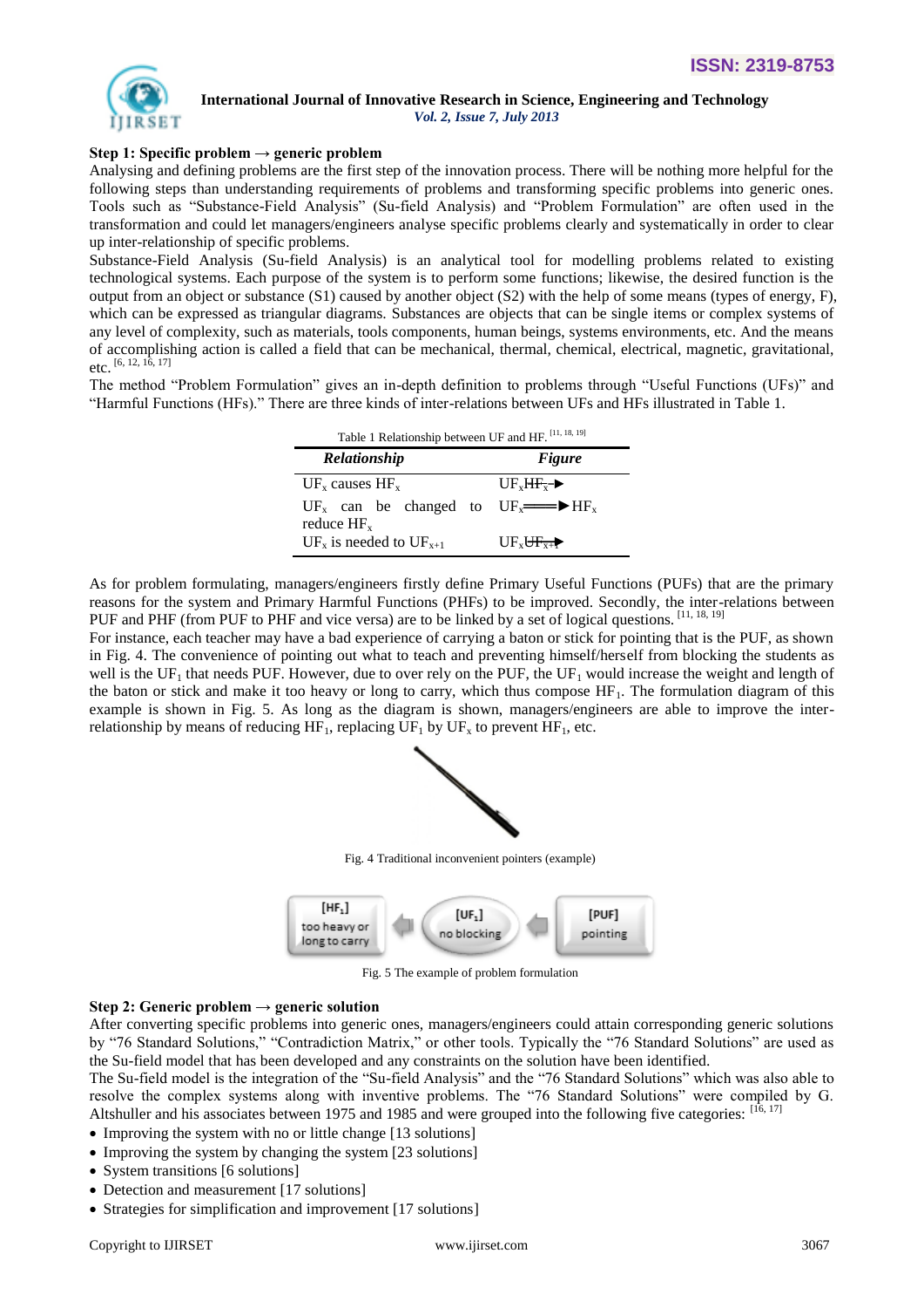**Step 1: Specific problem → generic problem**

Analysing and defining problems are the first step of the innovation process. There will be nothing more helpful for the following steps than understanding requirements of problems and transforming specific problems into generic ones. Tools such as "Substance-Field Analysis" (Su-field Analysis) and "Problem Formulation" are often used in the transformation and could let managers/engineers analyse specific problems clearly and systematically in order to clear up inter-relationship of specific problems.

Substance-Field Analysis (Su-field Analysis) is an analytical tool for modelling problems related to existing technological systems. Each purpose of the system is to perform some functions; likewise, the desired function is the output from an object or substance (S1) caused by another object (S2) with the help of some means (types of energy, F), which can be expressed as triangular diagrams. Substances are objects that can be single items or complex systems of any level of complexity, such as materials, tools components, human beings, systems environments, etc. And the means of accomplishing action is called a field that can be mechanical, thermal, chemical, electrical, magnetic, gravitational, etc. [6, 12, 16, 17]

The method "Problem Formulation" gives an in-depth definition to problems through "Useful Functions (UFs)" and "Harmful Functions (HFs)." There are three kinds of inter-relations between UFs and HFs illustrated in Table 1.

Table 1 Relationship between UF and HF. [11, 18, 19]

| *Relationship* | *Figure* |
|---|---|
| $UF_x$ causes $HF_x$ | $UF_x$ → $HF_x$ |
| $UF_x$ can be changed to reduce $HF_x$ | $UF_x$ ⇒ $HF_x$ |
| $UF_x$ is needed to $UF_{x+1}$ | $UF_x$ → $UF_{x+1}$ |

As for problem formulating, managers/engineers firstly define Primary Useful Functions (PUFs) that are the primary reasons for the system and Primary Harmful Functions (PHFs) to be improved. Secondly, the inter-relations between PUF and PHF (from PUF to PHF and vice versa) are to be linked by a set of logical questions. [11, 18, 19]

For instance, each teacher may have a bad experience of carrying a baton or stick for pointing that is the PUF, as shown in Fig. 4. The convenience of pointing out what to teach and preventing himself/herself from blocking the students as well is the $UF_1$ that needs PUF. However, due to over rely on the PUF, the $UF_1$ would increase the weight and length of the baton or stick and make it too heavy or long to carry, which thus compose $HF_1$. The formulation diagram of this example is shown in Fig. 5. As long as the diagram is shown, managers/engineers are able to improve the inter-relationship by means of reducing $HF_1$, replacing $UF_1$ by $UF_x$ to prevent $HF_1$, etc.

Fig. 4 Traditional inconvenient pointers (example)

[$HF_1$] too heavy or long to carry ← [$UF_1$] no blocking ← [PUF] pointing

Fig. 5 The example of problem formulation

**Step 2: Generic problem → generic solution**

After converting specific problems into generic ones, managers/engineers could attain corresponding generic solutions by "76 Standard Solutions," "Contradiction Matrix," or other tools. Typically the "76 Standard Solutions" are used as the Su-field model that has been developed and any constraints on the solution have been identified.

The Su-field model is the integration of the "Su-field Analysis" and the "76 Standard Solutions" which was also able to resolve the complex systems along with inventive problems. The "76 Standard Solutions" were compiled by G. Altshuller and his associates between 1975 and 1985 and were grouped into the following five categories: [16, 17]

- Improving the system with no or little change [13 solutions]
- Improving the system by changing the system [23 solutions]
- System transitions [6 solutions]
- Detection and measurement [17 solutions]
- Strategies for simplification and improvement [17 solutions]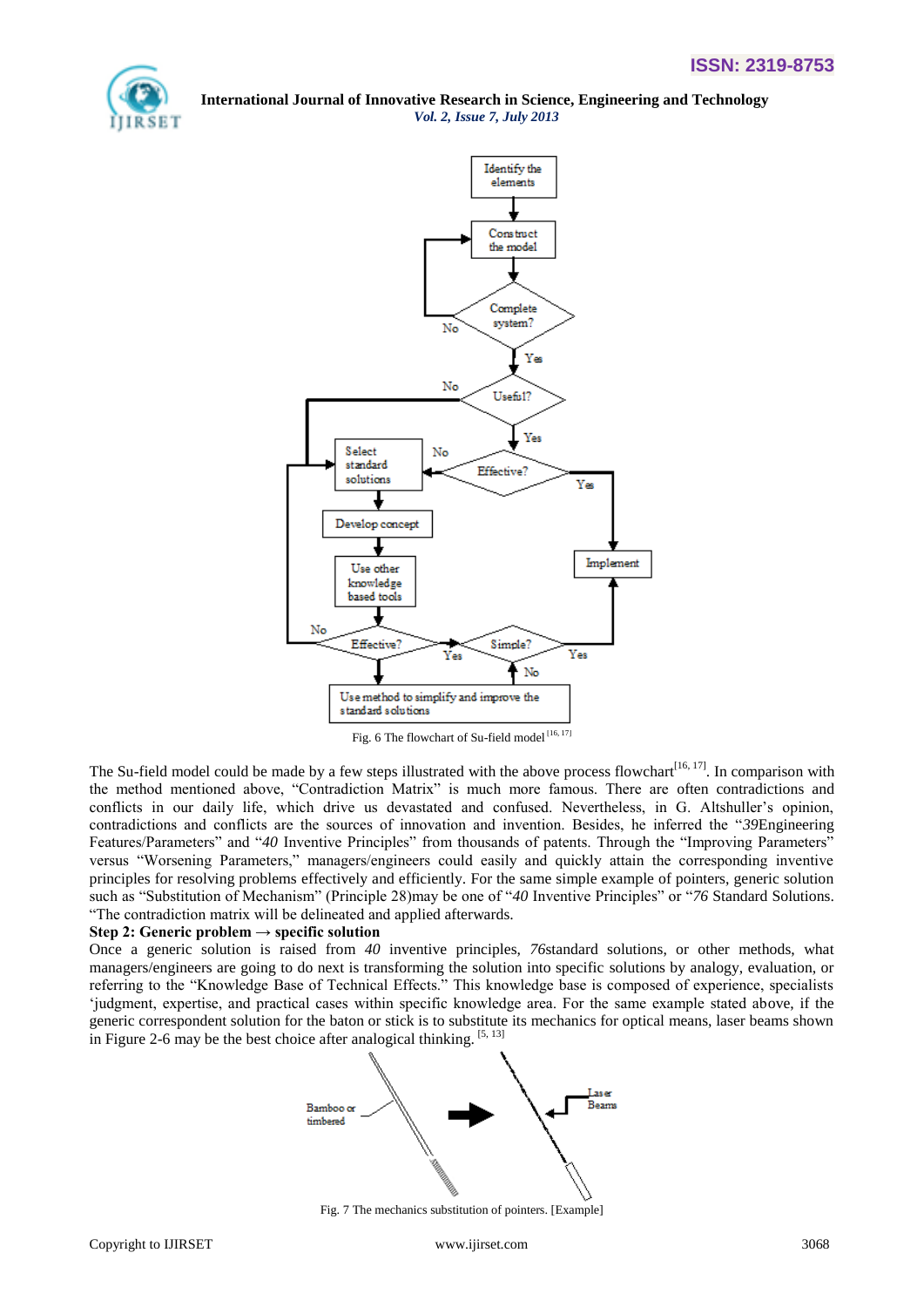Fig. 6 The flowchart of Su-field model [16, 17]

The Su-field model could be made by a few steps illustrated with the above process flowchart[16, 17]. In comparison with the method mentioned above, "Contradiction Matrix" is much more famous. There are often contradictions and conflicts in our daily life, which drive us devastated and confused. Nevertheless, in G. Altshuller's opinion, contradictions and conflicts are the sources of innovation and invention. Besides, he inferred the "*39*Engineering Features/Parameters" and "*40* Inventive Principles" from thousands of patents. Through the "Improving Parameters" versus "Worsening Parameters," managers/engineers could easily and quickly attain the corresponding inventive principles for resolving problems effectively and efficiently. For the same simple example of pointers, generic solution such as "Substitution of Mechanism" (Principle 28)may be one of "*40* Inventive Principles" or "*76* Standard Solutions. "The contradiction matrix will be delineated and applied afterwards.

**Step 2: Generic problem → specific solution**

Once a generic solution is raised from *40* inventive principles, *76*standard solutions, or other methods, what managers/engineers are going to do next is transforming the solution into specific solutions by analogy, evaluation, or referring to the "Knowledge Base of Technical Effects." This knowledge base is composed of experience, specialists 'judgment, expertise, and practical cases within specific knowledge area. For the same example stated above, if the generic correspondent solution for the baton or stick is to substitute its mechanics for optical means, laser beams shown in Figure 2-6 may be the best choice after analogical thinking. [5, 13]

Fig. 7 The mechanics substitution of pointers. [Example]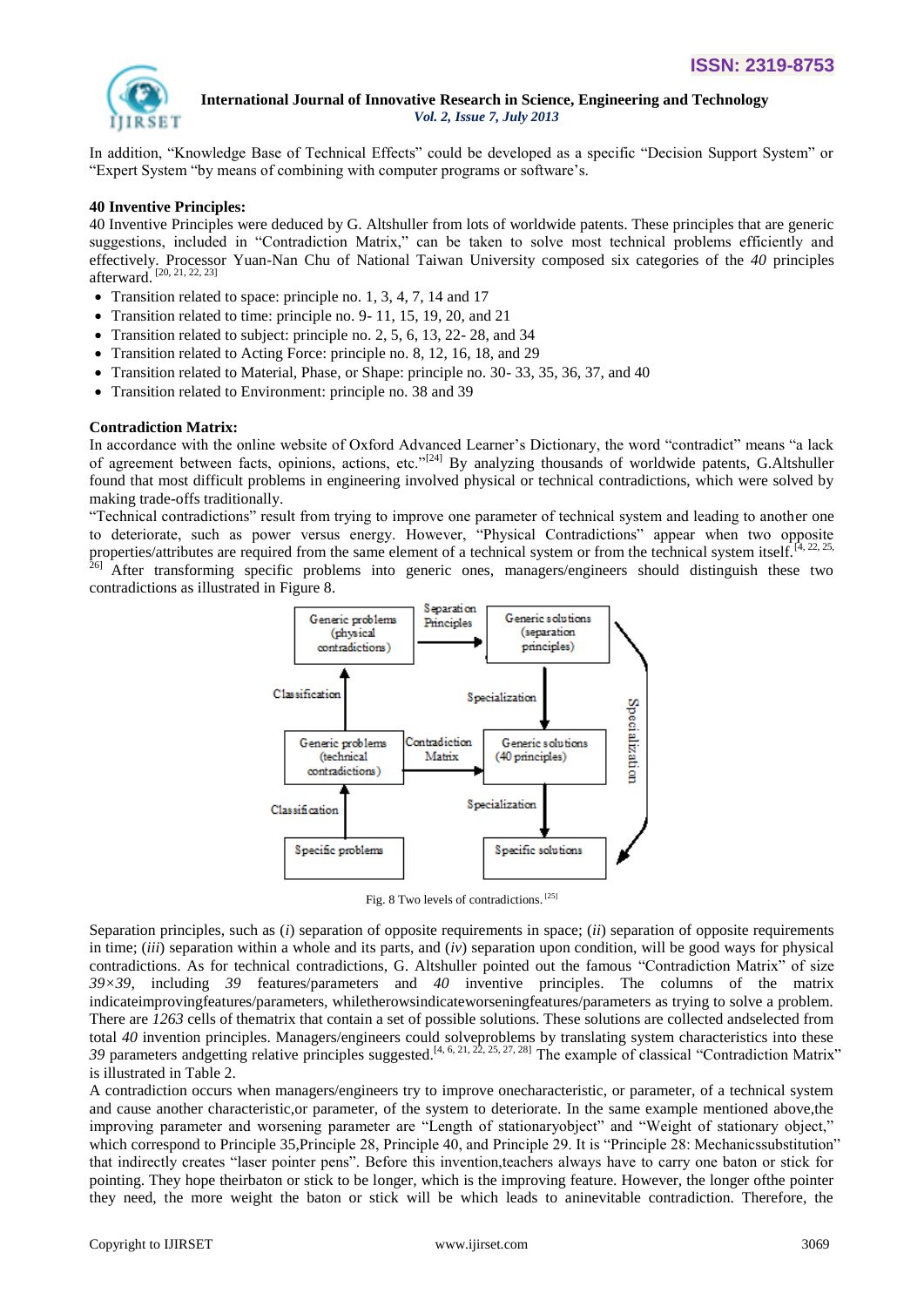In addition, "Knowledge Base of Technical Effects" could be developed as a specific "Decision Support System" or "Expert System "by means of combining with computer programs or software's.

**40 Inventive Principles:**

40 Inventive Principles were deduced by G. Altshuller from lots of worldwide patents. These principles that are generic suggestions, included in "Contradiction Matrix," can be taken to solve most technical problems efficiently and effectively. Processor Yuan-Nan Chu of National Taiwan University composed six categories of the *40* principles afterward. [20, 21, 22, 23]

- Transition related to space: principle no. 1, 3, 4, 7, 14 and 17
- Transition related to time: principle no. 9- 11, 15, 19, 20, and 21
- Transition related to subject: principle no. 2, 5, 6, 13, 22- 28, and 34
- Transition related to Acting Force: principle no. 8, 12, 16, 18, and 29
- Transition related to Material, Phase, or Shape: principle no. 30- 33, 35, 36, 37, and 40
- Transition related to Environment: principle no. 38 and 39

**Contradiction Matrix:**

In accordance with the online website of Oxford Advanced Learner's Dictionary, the word "contradict" means "a lack of agreement between facts, opinions, actions, etc."[24] By analyzing thousands of worldwide patents, G.Altshuller found that most difficult problems in engineering involved physical or technical contradictions, which were solved by making trade-offs traditionally.

"Technical contradictions" result from trying to improve one parameter of technical system and leading to another one to deteriorate, such as power versus energy. However, "Physical Contradictions" appear when two opposite properties/attributes are required from the same element of a technical system or from the technical system itself.[4, 22, 25, 26] After transforming specific problems into generic ones, managers/engineers should distinguish these two contradictions as illustrated in Figure 8.

Fig. 8 Two levels of contradictions. [25]

Separation principles, such as (*i*) separation of opposite requirements in space; (*ii*) separation of opposite requirements in time; (*iii*) separation within a whole and its parts, and (*iv*) separation upon condition, will be good ways for physical contradictions. As for technical contradictions, G. Altshuller pointed out the famous "Contradiction Matrix" of size *39×39*, including *39* features/parameters and *40* inventive principles. The columns of the matrix indicateimprovingfeatures/parameters, whiletherowsindicateworseningfeatures/parameters as trying to solve a problem. There are *1263* cells of thematrix that contain a set of possible solutions. These solutions are collected andselected from total *40* invention principles. Managers/engineers could solveproblems by translating system characteristics into these *39* parameters andgetting relative principles suggested.[4, 6, 21, 22, 25, 27, 28] The example of classical "Contradiction Matrix" is illustrated in Table 2.

A contradiction occurs when managers/engineers try to improve onecharacteristic, or parameter, of a technical system and cause another characteristic,or parameter, of the system to deteriorate. In the same example mentioned above,the improving parameter and worsening parameter are "Length of stationaryobject" and "Weight of stationary object," which correspond to Principle 35,Principle 28, Principle 40, and Principle 29. It is "Principle 28: Mechanicssubstitution" that indirectly creates "laser pointer pens". Before this invention,teachers always have to carry one baton or stick for pointing. They hope theirbaton or stick to be longer, which is the improving feature. However, the longer ofthe pointer they need, the more weight the baton or stick will be which leads to aninevitable contradiction. Therefore, the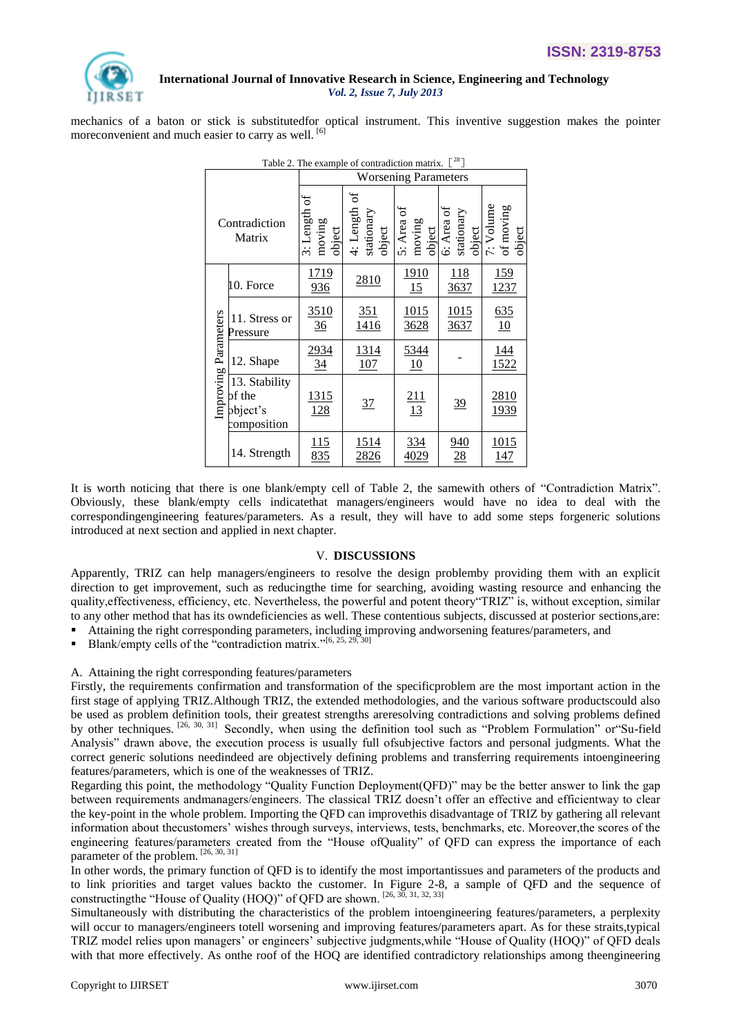mechanics of a baton or stick is substitutedfor optical instrument. This inventive suggestion makes the pointer moreconvenient and much easier to carry as well. [6]

Table 2. The example of contradiction matrix. [28]

| Contradiction Matrix | | Worsening Parameters | | | | |
|---|---|---|---|---|---|---|
| | | 3: Length of moving object | 4: Length of stationary object | 5: Area of moving object | 6: Area of stationary object | 7: Volume of moving object |
| Improving Parameters | 10. Force | 1719 936 | 2810 | 1910 15 | 118 3637 | 159 1237 |
| | 11. Stress or Pressure | 3510 36 | 351 1416 | 1015 3628 | 1015 3637 | 635 10 |
| | 12. Shape | 2934 34 | 1314 107 | 5344 10 | - | 144 1522 |
| | 13. Stability of the object's composition | 1315 128 | 37 | 211 13 | 39 | 2810 1939 |
| | 14. Strength | 115 835 | 1514 2826 | 334 4029 | 940 28 | 1015 147 |

It is worth noticing that there is one blank/empty cell of Table 2, the samewith others of "Contradiction Matrix". Obviously, these blank/empty cells indicatethat managers/engineers would have no idea to deal with the correspondingengineering features/parameters. As a result, they will have to add some steps forgeneric solutions introduced at next section and applied in next chapter.

## V. DISCUSSIONS

Apparently, TRIZ can help managers/engineers to resolve the design problemby providing them with an explicit direction to get improvement, such as reducingthe time for searching, avoiding wasting resource and enhancing the quality,effectiveness, efficiency, etc. Nevertheless, the powerful and potent theory"TRIZ" is, without exception, similar to any other method that has its owndeficiencies as well. These contentious subjects, discussed at posterior sections,are:

- Attaining the right corresponding parameters, including improving andworsening features/parameters, and
- Blank/empty cells of the "contradiction matrix."[6, 25, 29, 30]

### A. Attaining the right corresponding features/parameters

Firstly, the requirements confirmation and transformation of the specificproblem are the most important action in the first stage of applying TRIZ.Although TRIZ, the extended methodologies, and the various software productscould also be used as problem definition tools, their greatest strengths areresolving contradictions and solving problems defined by other techniques. [26, 30, 31] Secondly, when using the definition tool such as "Problem Formulation" or"Su-field Analysis" drawn above, the execution process is usually full ofsubjective factors and personal judgments. What the correct generic solutions needindeed are objectively defining problems and transferring requirements intoengineering features/parameters, which is one of the weaknesses of TRIZ.

Regarding this point, the methodology "Quality Function Deployment(QFD)" may be the better answer to link the gap between requirements andmanagers/engineers. The classical TRIZ doesn't offer an effective and efficientway to clear the key-point in the whole problem. Importing the QFD can improvethis disadvantage of TRIZ by gathering all relevant information about thecustomers' wishes through surveys, interviews, tests, benchmarks, etc. Moreover,the scores of the engineering features/parameters created from the "House ofQuality" of QFD can express the importance of each parameter of the problem. [26, 30, 31]

In other words, the primary function of QFD is to identify the most importantissues and parameters of the products and to link priorities and target values backto the customer. In Figure 2-8, a sample of QFD and the sequence of constructingthe "House of Quality (HOQ)" of QFD are shown. [26, 30, 31, 32, 33]

Simultaneously with distributing the characteristics of the problem intoengineering features/parameters, a perplexity will occur to managers/engineers totell worsening and improving features/parameters apart. As for these straits,typical TRIZ model relies upon managers' or engineers' subjective judgments,while "House of Quality (HOQ)" of QFD deals with that more effectively. As onthe roof of the HOQ are identified contradictory relationships among theengineering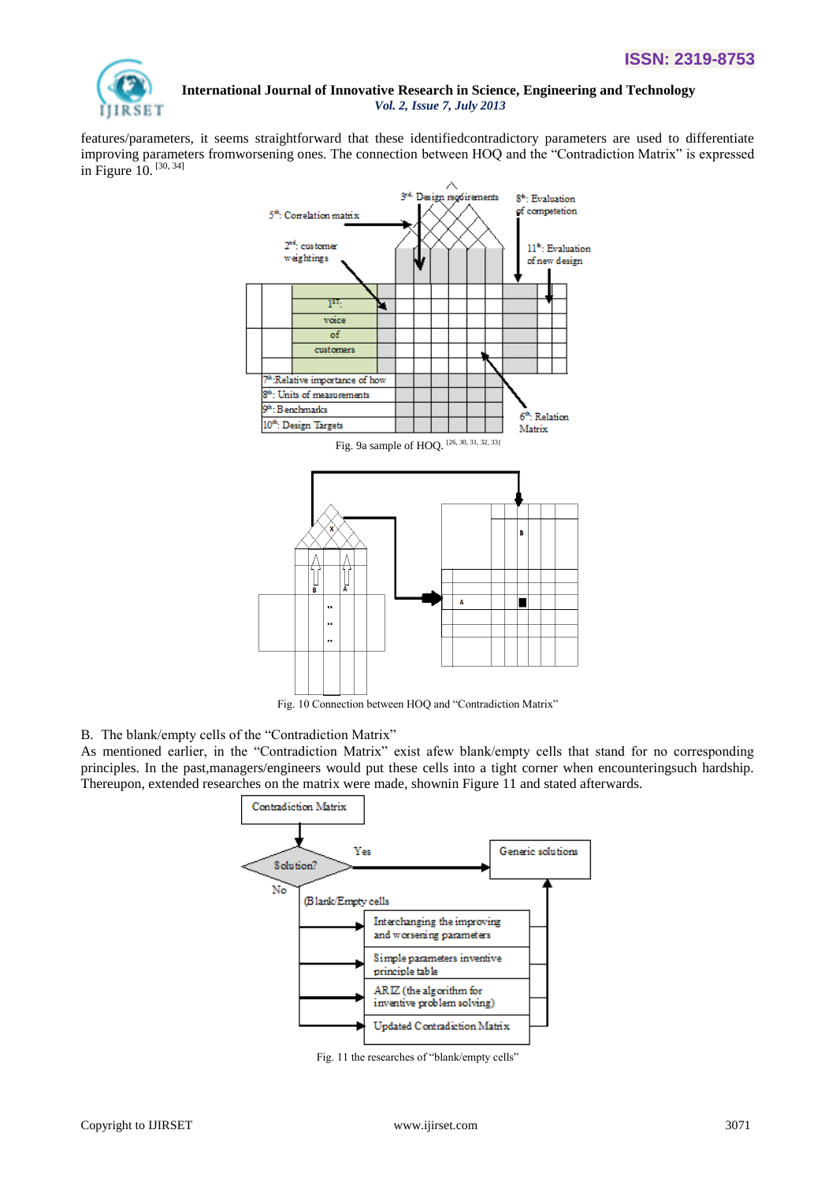features/parameters, it seems straightforward that these identifiedcontradictory parameters are used to differentiate improving parameters fromworsening ones. The connection between HOQ and the "Contradiction Matrix" is expressed in Figure 10. [30, 34]

Fig. 9a sample of HOQ. [26, 30, 31, 32, 33]

Fig. 10 Connection between HOQ and "Contradiction Matrix"

B. The blank/empty cells of the "Contradiction Matrix"

As mentioned earlier, in the "Contradiction Matrix" exist afew blank/empty cells that stand for no corresponding principles. In the past,managers/engineers would put these cells into a tight corner when encounteringsuch hardship. Thereupon, extended researches on the matrix were made, shownin Figure 11 and stated afterwards.

Fig. 11 the researches of "blank/empty cells"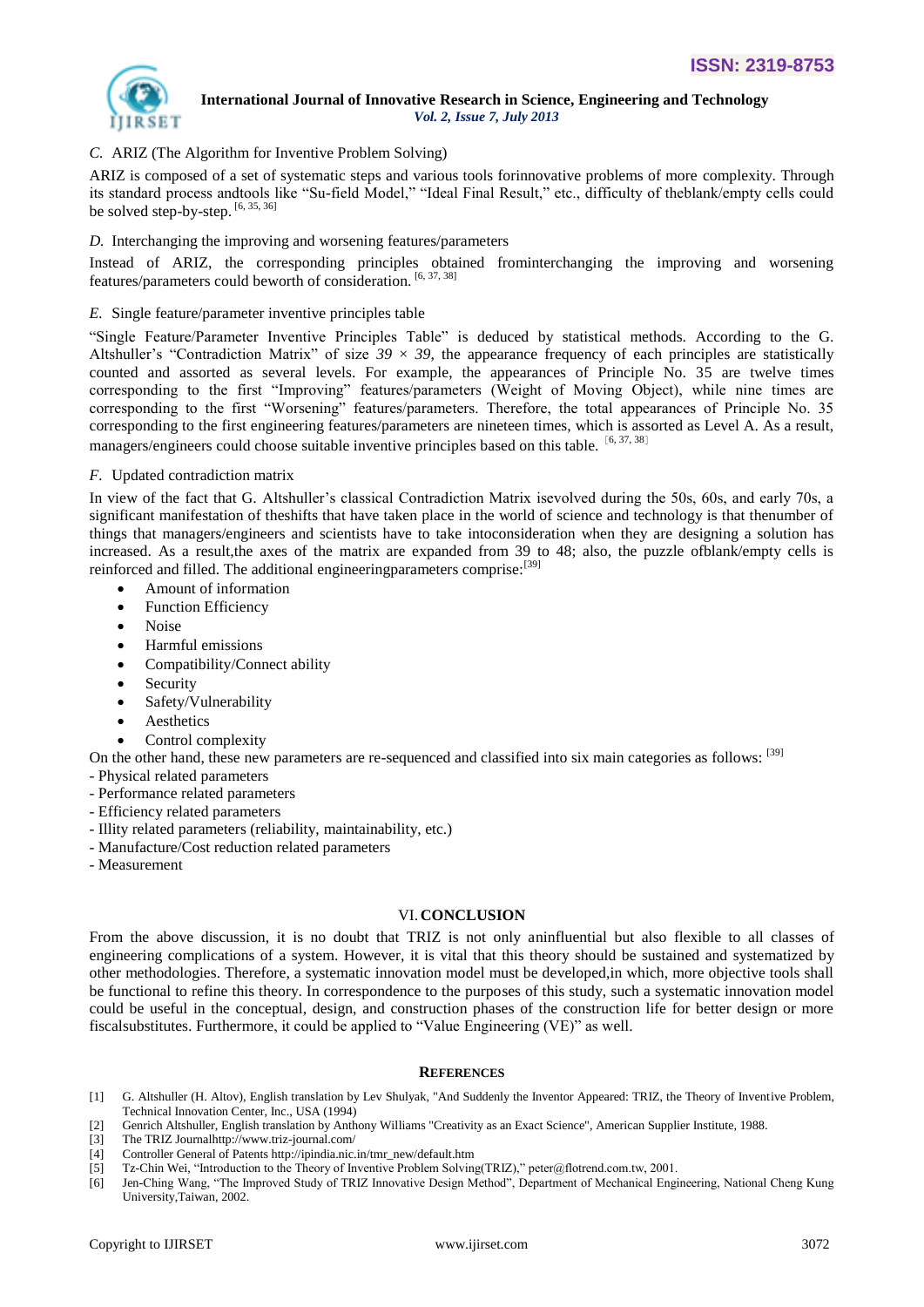### C. ARIZ (The Algorithm for Inventive Problem Solving)

ARIZ is composed of a set of systematic steps and various tools forinnovative problems of more complexity. Through its standard process andtools like "Su-field Model," "Ideal Final Result," etc., difficulty of theblank/empty cells could be solved step-by-step. [6, 35, 36]

### D. Interchanging the improving and worsening features/parameters

Instead of ARIZ, the corresponding principles obtained frominterchanging the improving and worsening features/parameters could beworth of consideration. [6, 37, 38]

### E. Single feature/parameter inventive principles table

"Single Feature/Parameter Inventive Principles Table" is deduced by statistical methods. According to the G. Altshuller's "Contradiction Matrix" of size $39 \times 39$, the appearance frequency of each principles are statistically counted and assorted as several levels. For example, the appearances of Principle No. 35 are twelve times corresponding to the first "Improving" features/parameters (Weight of Moving Object), while nine times are corresponding to the first "Worsening" features/parameters. Therefore, the total appearances of Principle No. 35 corresponding to the first engineering features/parameters are nineteen times, which is assorted as Level A. As a result, managers/engineers could choose suitable inventive principles based on this table. [6, 37, 38]

### F. Updated contradiction matrix

In view of the fact that G. Altshuller's classical Contradiction Matrix isevolved during the 50s, 60s, and early 70s, a significant manifestation of theshifts that have taken place in the world of science and technology is that thenumber of things that managers/engineers and scientists have to take intoconsideration when they are designing a solution has increased. As a result,the axes of the matrix are expanded from 39 to 48; also, the puzzle ofblank/empty cells is reinforced and filled. The additional engineeringparameters comprise:[39]

- Amount of information
- Function Efficiency
- Noise
- Harmful emissions
- Compatibility/Connect ability
- Security
- Safety/Vulnerability
- Aesthetics
- Control complexity

On the other hand, these new parameters are re-sequenced and classified into six main categories as follows: [39]

- Physical related parameters
- Performance related parameters
- Efficiency related parameters
- Illity related parameters (reliability, maintainability, etc.)
- Manufacture/Cost reduction related parameters
- Measurement

## VI. CONCLUSION

From the above discussion, it is no doubt that TRIZ is not only aninfluential but also flexible to all classes of engineering complications of a system. However, it is vital that this theory should be sustained and systematized by other methodologies. Therefore, a systematic innovation model must be developed,in which, more objective tools shall be functional to refine this theory. In correspondence to the purposes of this study, such a systematic innovation model could be useful in the conceptual, design, and construction phases of the construction life for better design or more fiscalsubstitutes. Furthermore, it could be applied to "Value Engineering (VE)" as well.

## REFERENCES

[1] G. Altshuller (H. Altov), English translation by Lev Shulyak, "And Suddenly the Inventor Appeared: TRIZ, the Theory of Inventive Problem, Technical Innovation Center, Inc., USA (1994)

[2] Genrich Altshuller, English translation by Anthony Williams "Creativity as an Exact Science", American Supplier Institute, 1988.

[3] The TRIZ Journalhttp://www.triz-journal.com/

[4] Controller General of Patents http://ipindia.nic.in/tmr_new/default.htm

[5] Tz-Chin Wei, "Introduction to the Theory of Inventive Problem Solving(TRIZ)," peter@flotrend.com.tw, 2001.

[6] Jen-Ching Wang, "The Improved Study of TRIZ Innovative Design Method", Department of Mechanical Engineering, National Cheng Kung University,Taiwan, 2002.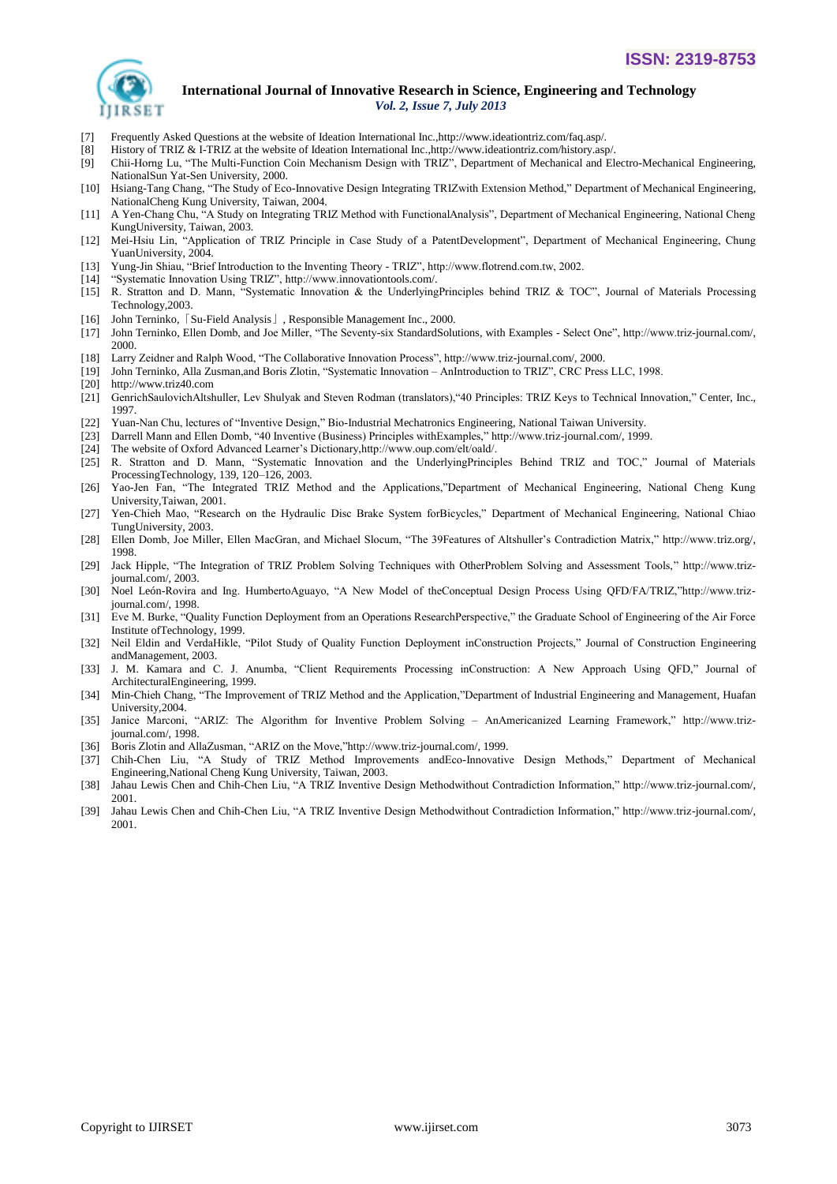[7] Frequently Asked Questions at the website of Ideation International Inc.,http://www.ideationtriz.com/faq.asp/.

[8] History of TRIZ & I-TRIZ at the website of Ideation International Inc.,http://www.ideationtriz.com/history.asp/.

[9] Chii-Horng Lu, "The Multi-Function Coin Mechanism Design with TRIZ", Department of Mechanical and Electro-Mechanical Engineering, NationalSun Yat-Sen University, 2000.

[10] Hsiang-Tang Chang, "The Study of Eco-Innovative Design Integrating TRIZwith Extension Method," Department of Mechanical Engineering, NationalCheng Kung University, Taiwan, 2004.

[11] A Yen-Chang Chu, "A Study on Integrating TRIZ Method with FunctionalAnalysis", Department of Mechanical Engineering, National Cheng KungUniversity, Taiwan, 2003.

[12] Mei-Hsiu Lin, "Application of TRIZ Principle in Case Study of a PatentDevelopment", Department of Mechanical Engineering, Chung YuanUniversity, 2004.

[13] Yung-Jin Shiau, "Brief Introduction to the Inventing Theory - TRIZ", http://www.flotrend.com.tw, 2002.

[14] "Systematic Innovation Using TRIZ", http://www.innovationtools.com/.

[15] R. Stratton and D. Mann, "Systematic Innovation & the UnderlyingPrinciples behind TRIZ & TOC", Journal of Materials Processing Technology,2003.

[16] John Terninko,「Su-Field Analysis」, Responsible Management Inc., 2000.

[17] John Terninko, Ellen Domb, and Joe Miller, "The Seventy-six StandardSolutions, with Examples - Select One", http://www.triz-journal.com/, 2000.

[18] Larry Zeidner and Ralph Wood, "The Collaborative Innovation Process", http://www.triz-journal.com/, 2000.

[19] John Terninko, Alla Zusman,and Boris Zlotin, "Systematic Innovation – AnIntroduction to TRIZ", CRC Press LLC, 1998.

[20] http://www.triz40.com

[21] GenrichSaulovichAltshuller, Lev Shulyak and Steven Rodman (translators),"40 Principles: TRIZ Keys to Technical Innovation," Center, Inc., 1997.

[22] Yuan-Nan Chu, lectures of "Inventive Design," Bio-Industrial Mechatronics Engineering, National Taiwan University.

[23] Darrell Mann and Ellen Domb, "40 Inventive (Business) Principles withExamples," http://www.triz-journal.com/, 1999.

[24] The website of Oxford Advanced Learner's Dictionary,http://www.oup.com/elt/oald/.

[25] R. Stratton and D. Mann, "Systematic Innovation and the UnderlyingPrinciples Behind TRIZ and TOC," Journal of Materials ProcessingTechnology, 139, 120–126, 2003.

[26] Yao-Jen Fan, "The Integrated TRIZ Method and the Applications,"Department of Mechanical Engineering, National Cheng Kung University,Taiwan, 2001.

[27] Yen-Chieh Mao, "Research on the Hydraulic Disc Brake System forBicycles," Department of Mechanical Engineering, National Chiao TungUniversity, 2003.

[28] Ellen Domb, Joe Miller, Ellen MacGran, and Michael Slocum, "The 39Features of Altshuller's Contradiction Matrix," http://www.triz.org/, 1998.

[29] Jack Hipple, "The Integration of TRIZ Problem Solving Techniques with OtherProblem Solving and Assessment Tools," http://www.triz-journal.com/, 2003.

[30] Noel León-Rovira and Ing. HumbertoAguayo, "A New Model of theConceptual Design Process Using QFD/FA/TRIZ,"http://www.triz-journal.com/, 1998.

[31] Eve M. Burke, "Quality Function Deployment from an Operations ResearchPerspective," the Graduate School of Engineering of the Air Force Institute ofTechnology, 1999.

[32] Neil Eldin and VerdaHikle, "Pilot Study of Quality Function Deployment inConstruction Projects," Journal of Construction Engineering andManagement, 2003.

[33] J. M. Kamara and C. J. Anumba, "Client Requirements Processing inConstruction: A New Approach Using QFD," Journal of ArchitecturalEngineering, 1999.

[34] Min-Chieh Chang, "The Improvement of TRIZ Method and the Application,"Department of Industrial Engineering and Management, Huafan University,2004.

[35] Janice Marconi, "ARIZ: The Algorithm for Inventive Problem Solving – AnAmericanized Learning Framework," http://www.triz-journal.com/, 1998.

[36] Boris Zlotin and AllaZusman, "ARIZ on the Move,"http://www.triz-journal.com/, 1999.

[37] Chih-Chen Liu, "A Study of TRIZ Method Improvements andEco-Innovative Design Methods," Department of Mechanical Engineering,National Cheng Kung University, Taiwan, 2003.

[38] Jahau Lewis Chen and Chih-Chen Liu, "A TRIZ Inventive Design Methodwithout Contradiction Information," http://www.triz-journal.com/, 2001.

[39] Jahau Lewis Chen and Chih-Chen Liu, "A TRIZ Inventive Design Methodwithout Contradiction Information," http://www.triz-journal.com/, 2001.